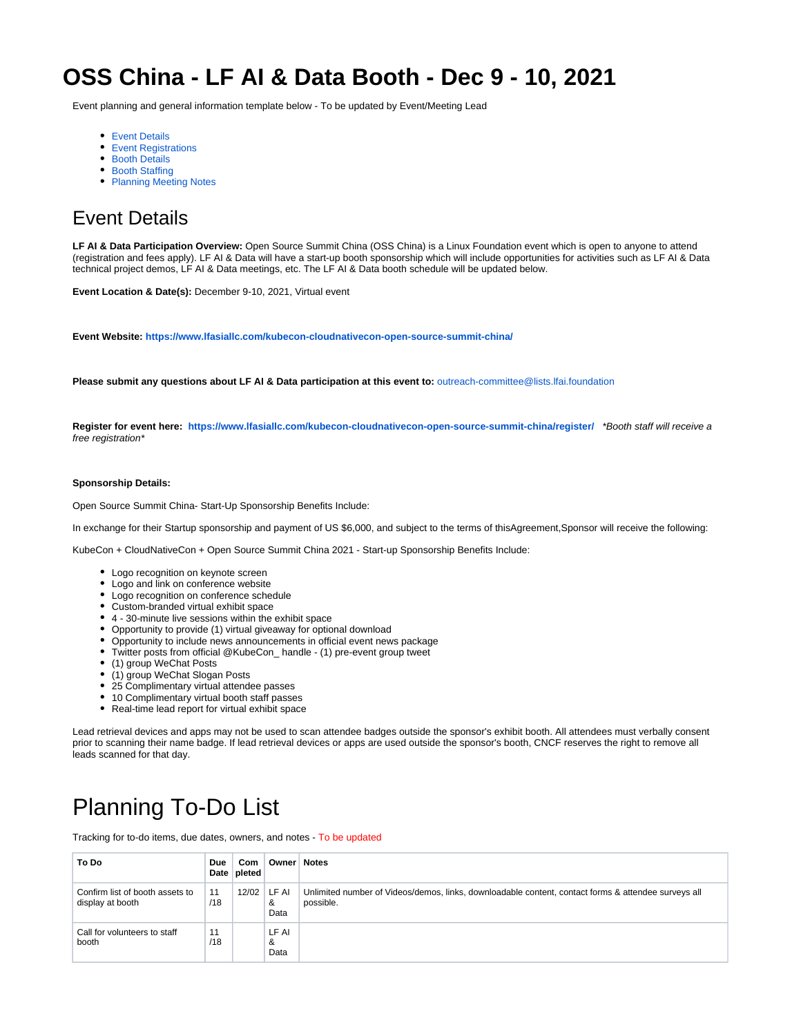# OSS China - LF AI & Data Booth - Dec 9 - 10, 2021

Event planning and general information template below - To be updated by Event/Meeting Lead

- Event Details
- Event Registrations
- Booth Details
- Booth Staffing
- Planning Meeting Notes

## Event Details

**LF AI & Data Participation Overview:** Open Source Summit China (OSS China) is a Linux Foundation event which is open to anyone to attend (registration and fees apply). LF AI & Data will have a start-up booth sponsorship which will include opportunities for activities such as LF AI & Data technical project demos, LF AI & Data meetings, etc. The LF AI & Data booth schedule will be updated below.

**Event Location & Date(s):** December 9-10, 2021, Virtual event

**Event Website: https://www.lfasiallc.com/kubecon-cloudnativecon-open-source-summit-china/**

**Please submit any questions about LF AI & Data participation at this event to:** outreach-committee@lists.lfai.foundation

**Register for event here: https://www.lfasiallc.com/kubecon-cloudnativecon-open-source-summit-china/register/** *\*Booth staff will receive a free registration\**

**Sponsorship Details:**

Open Source Summit China- Start-Up Sponsorship Benefits Include:

In exchange for their Startup sponsorship and payment of US $6,000, and subject to the terms of thisAgreement,Sponsor will receive the following:

KubeCon + CloudNativeCon + Open Source Summit China 2021 - Start-up Sponsorship Benefits Include:

- Logo recognition on keynote screen
- Logo and link on conference website
- Logo recognition on conference schedule
- Custom-branded virtual exhibit space
- 4 - 30-minute live sessions within the exhibit space
- Opportunity to provide (1) virtual giveaway for optional download
- Opportunity to include news announcements in official event news package
- Twitter posts from official @KubeCon_ handle - (1) pre-event group tweet
- (1) group WeChat Posts
- (1) group WeChat Slogan Posts
- 25 Complimentary virtual attendee passes
- 10 Complimentary virtual booth staff passes
- Real-time lead report for virtual exhibit space

Lead retrieval devices and apps may not be used to scan attendee badges outside the sponsor's exhibit booth. All attendees must verbally consent prior to scanning their name badge. If lead retrieval devices or apps are used outside the sponsor's booth, CNCF reserves the right to remove all leads scanned for that day.

# Planning To-Do List

Tracking for to-do items, due dates, owners, and notes - To be updated

| To Do | Due Date | Completed | Owner | Notes |
|---|---|---|---|---|
| Confirm list of booth assets to display at booth | 11/18 | 12/02 | LF AI & Data | Unlimited number of Videos/demos, links, downloadable content, contact forms & attendee surveys all possible. |
| Call for volunteers to staff booth | 11/18 | | LF AI & Data | |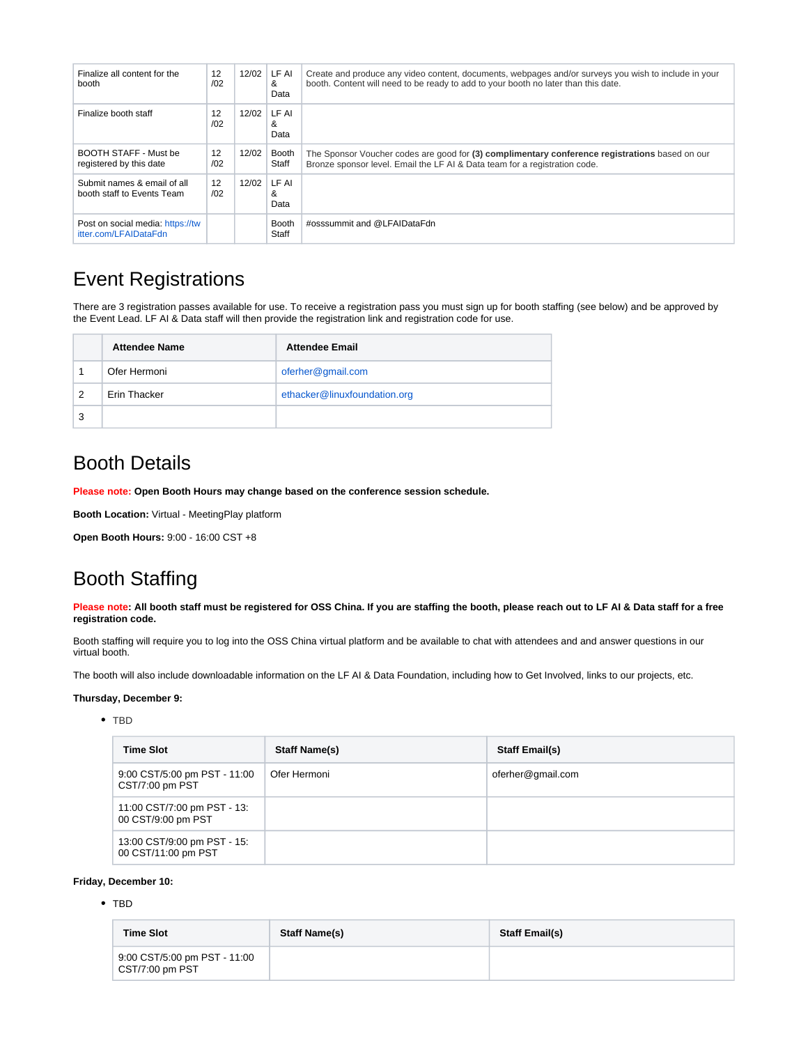| Finalize all content for the booth | 12 /02 | 12/02 | LF AI & Data | Create and produce any video content, documents, webpages and/or surveys you wish to include in your booth. Content will need to be ready to add to your booth no later than this date. |
|---|---|---|---|---|
| Finalize booth staff | 12 /02 | 12/02 | LF AI & Data | |
| BOOTH STAFF - Must be registered by this date | 12 /02 | 12/02 | Booth Staff | The Sponsor Voucher codes are good for **(3) complimentary conference registrations** based on our Bronze sponsor level. Email the LF AI & Data team for a registration code. |
| Submit names & email of all booth staff to Events Team | 12 /02 | 12/02 | LF AI & Data | |
| Post on social media: https://twitter.com/LFAIDataFdn | | | Booth Staff | #osssummit and @LFAIDataFdn |

## Event Registrations

There are 3 registration passes available for use. To receive a registration pass you must sign up for booth staffing (see below) and be approved by the Event Lead. LF AI & Data staff will then provide the registration link and registration code for use.

| | Attendee Name | Attendee Email |
|---|---|---|
| 1 | Ofer Hermoni | oferher@gmail.com |
| 2 | Erin Thacker | ethacker@linuxfoundation.org |
| 3 | | |

## Booth Details

Please note: **Open Booth Hours may change based on the conference session schedule.**

**Booth Location:** Virtual - MeetingPlay platform

**Open Booth Hours:** 9:00 - 16:00 CST +8

## Booth Staffing

Please note: **All booth staff must be registered for OSS China. If you are staffing the booth, please reach out to LF AI & Data staff for a free registration code.**

Booth staffing will require you to log into the OSS China virtual platform and be available to chat with attendees and and answer questions in our virtual booth.

The booth will also include downloadable information on the LF AI & Data Foundation, including how to Get Involved, links to our projects, etc.

**Thursday, December 9:**

- TBD

| Time Slot | Staff Name(s) | Staff Email(s) |
|---|---|---|
| 9:00 CST/5:00 pm PST - 11:00 CST/7:00 pm PST | Ofer Hermoni | oferher@gmail.com |
| 11:00 CST/7:00 pm PST - 13:00 CST/9:00 pm PST | | |
| 13:00 CST/9:00 pm PST - 15:00 CST/11:00 pm PST | | |

**Friday, December 10:**

- TBD

| Time Slot | Staff Name(s) | Staff Email(s) |
|---|---|---|
| 9:00 CST/5:00 pm PST - 11:00 CST/7:00 pm PST | | |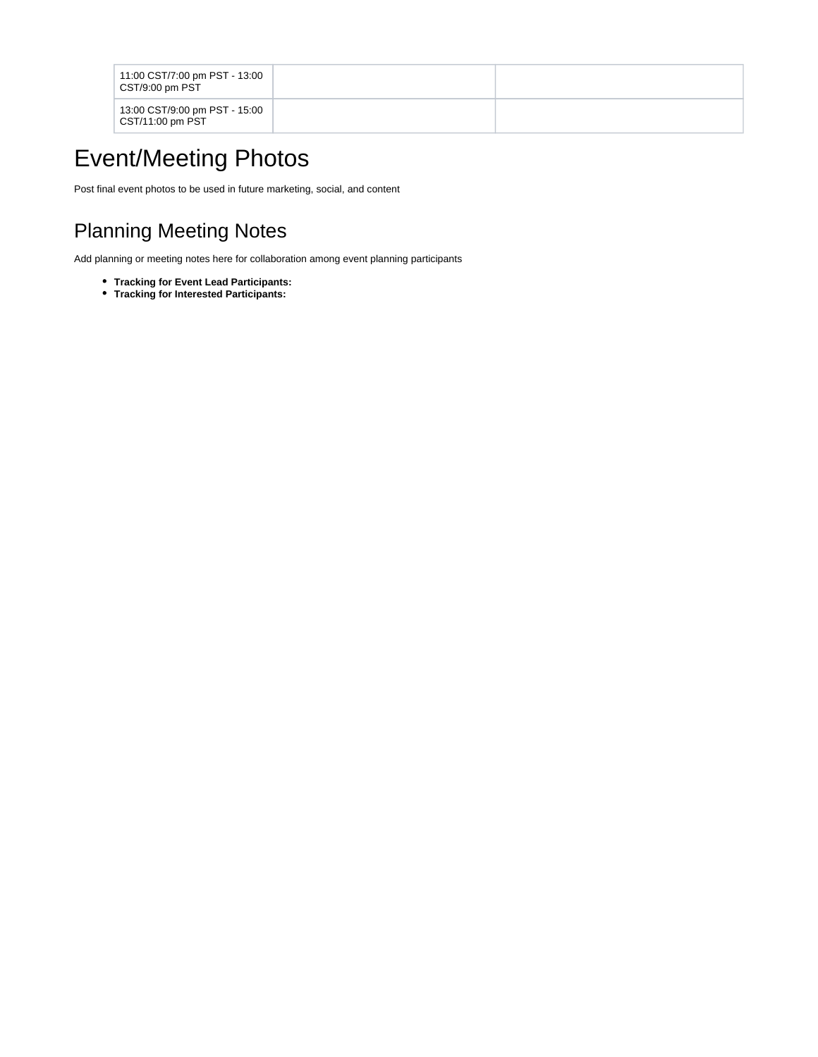| | | |
|---|---|---|
| 11:00 CST/7:00 pm PST - 13:00 CST/9:00 pm PST | | |
| 13:00 CST/9:00 pm PST - 15:00 CST/11:00 pm PST | | |

# Event/Meeting Photos

Post final event photos to be used in future marketing, social, and content

## Planning Meeting Notes

Add planning or meeting notes here for collaboration among event planning participants

- **Tracking for Event Lead Participants:**
- **Tracking for Interested Participants:**